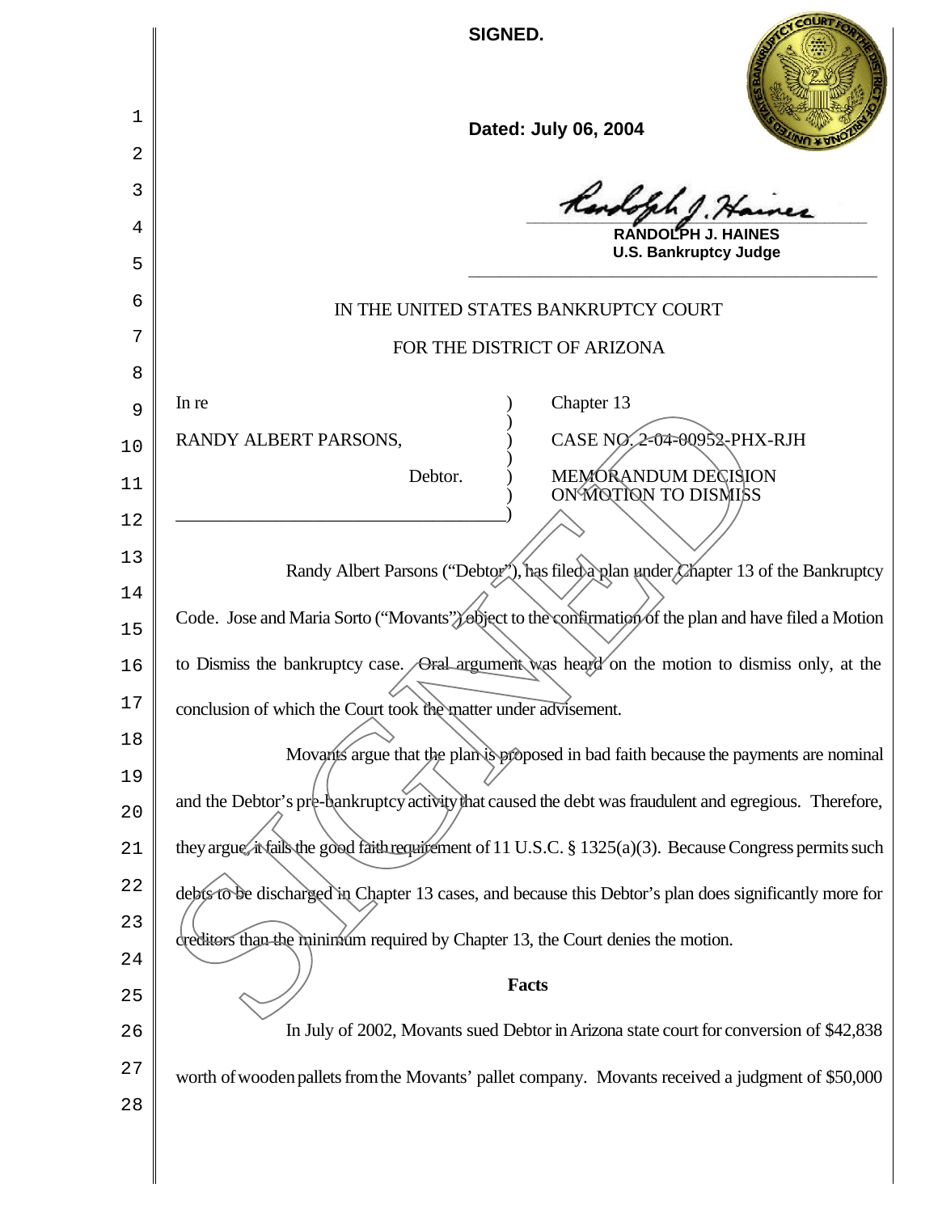**SIGNED.**

**Dated: July 06, 2004**

**RANDOLPH J. HAINES**
**U.S. Bankruptcy Judge**

IN THE UNITED STATES BANKRUPTCY COURT

FOR THE DISTRICT OF ARIZONA

| | | |
|---|---|---|
| In re | ) | Chapter 13 |
| RANDY ALBERT PARSONS, | ) | CASE NO. 2-04-00952-PHX-RJH |
| Debtor. | ) | MEMORANDUM DECISION ON MOTION TO DISMISS |

Randy Albert Parsons ("Debtor"), has filed a plan under Chapter 13 of the Bankruptcy Code. Jose and Maria Sorto ("Movants") object to the confirmation of the plan and have filed a Motion to Dismiss the bankruptcy case. Oral argument was heard on the motion to dismiss only, at the conclusion of which the Court took the matter under advisement.

Movants argue that the plan is proposed in bad faith because the payments are nominal and the Debtor's pre-bankruptcy activity that caused the debt was fraudulent and egregious. Therefore, they argue, it fails the good faith requirement of 11 U.S.C. § 1325(a)(3). Because Congress permits such debts to be discharged in Chapter 13 cases, and because this Debtor's plan does significantly more for creditors than the minimum required by Chapter 13, the Court denies the motion.

**Facts**

In July of 2002, Movants sued Debtor in Arizona state court for conversion of $42,838 worth of wooden pallets from the Movants' pallet company. Movants received a judgment of $50,000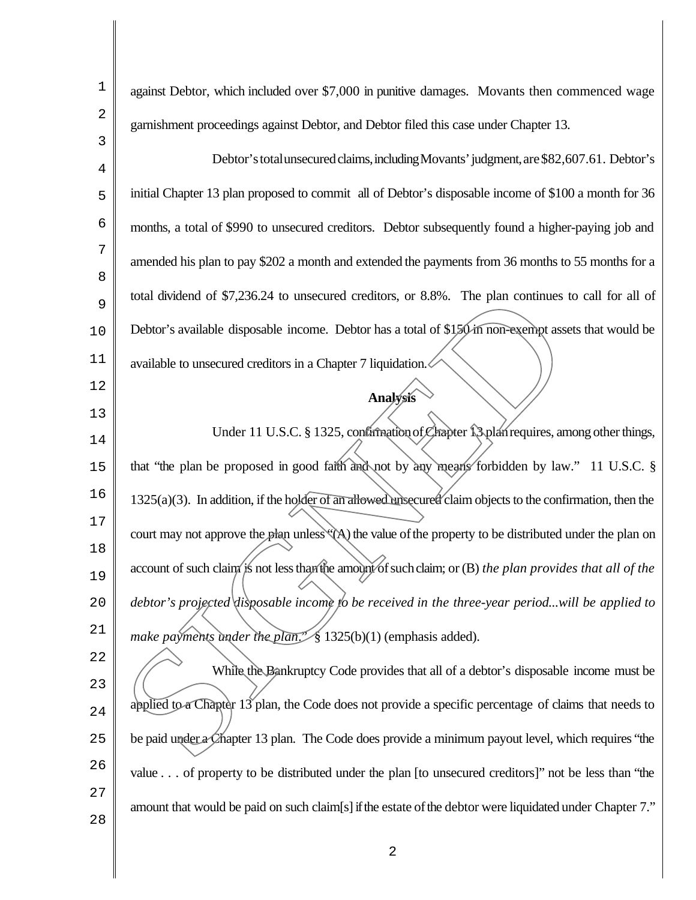against Debtor, which included over $7,000 in punitive damages. Movants then commenced wage garnishment proceedings against Debtor, and Debtor filed this case under Chapter 13.

Debtor's total unsecured claims, including Movants' judgment, are $82,607.61. Debtor's initial Chapter 13 plan proposed to commit all of Debtor's disposable income of $100 a month for 36 months, a total of $990 to unsecured creditors. Debtor subsequently found a higher-paying job and amended his plan to pay $202 a month and extended the payments from 36 months to 55 months for a total dividend of $7,236.24 to unsecured creditors, or 8.8%. The plan continues to call for all of Debtor's available disposable income. Debtor has a total of $150 in non-exempt assets that would be available to unsecured creditors in a Chapter 7 liquidation.

**Analysis**

Under 11 U.S.C. § 1325, confirmation of Chapter 13 plan requires, among other things, that "the plan be proposed in good faith and not by any means forbidden by law." 11 U.S.C. § 1325(a)(3). In addition, if the holder of an allowed unsecured claim objects to the confirmation, then the court may not approve the plan unless "(A) the value of the property to be distributed under the plan on account of such claim is not less than the amount of such claim; or (B) *the plan provides that all of the debtor's projected disposable income to be received in the three-year period...will be applied to make payments under the plan.*" § 1325(b)(1) (emphasis added).

While the Bankruptcy Code provides that all of a debtor's disposable income must be applied to a Chapter 13 plan, the Code does not provide a specific percentage of claims that needs to be paid under a Chapter 13 plan. The Code does provide a minimum payout level, which requires "the value . . . of property to be distributed under the plan [to unsecured creditors]" not be less than "the amount that would be paid on such claim[s] if the estate of the debtor were liquidated under Chapter 7."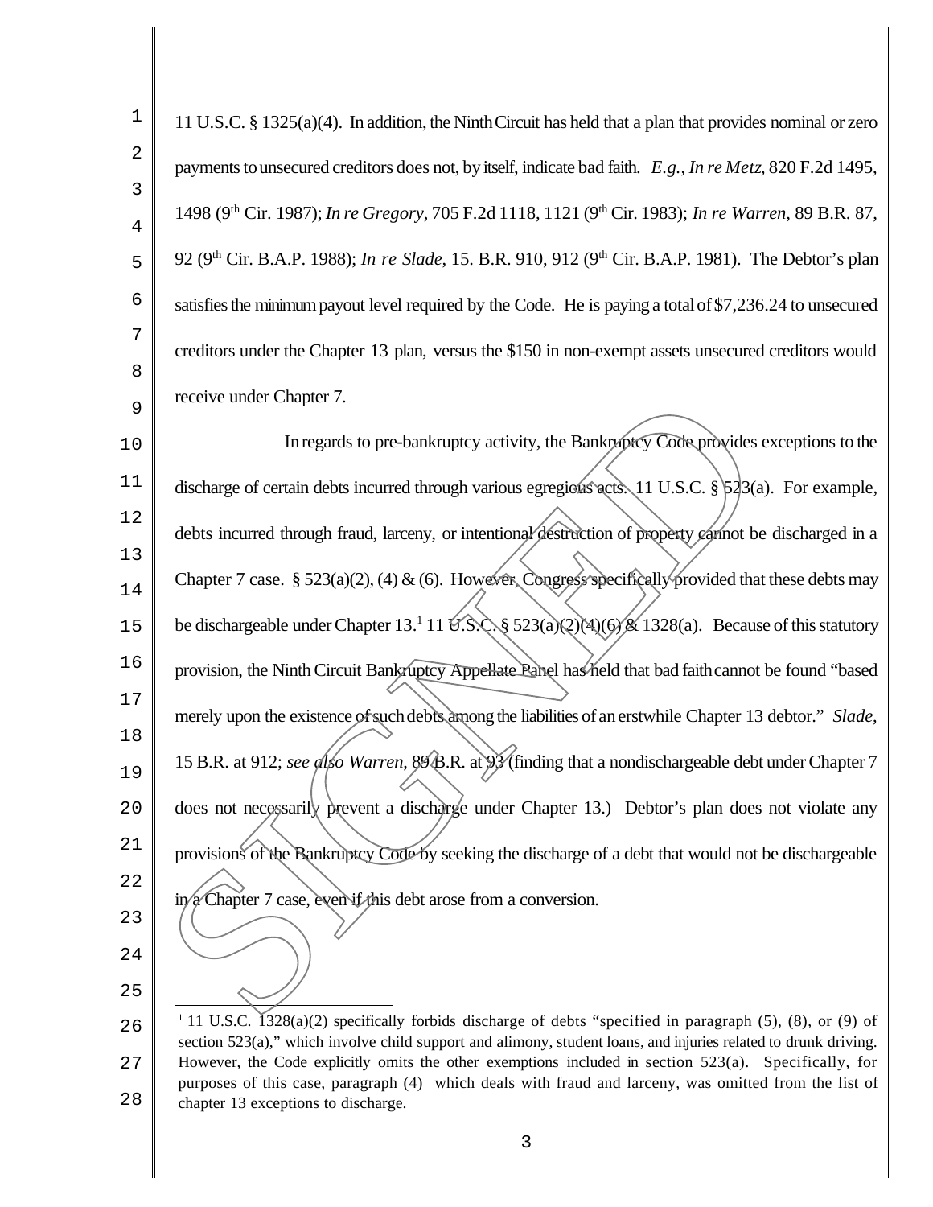11 U.S.C. § 1325(a)(4). In addition, the Ninth Circuit has held that a plan that provides nominal or zero payments to unsecured creditors does not, by itself, indicate bad faith. *E.g.*, *In re Metz*, 820 F.2d 1495, 1498 (9th Cir. 1987); *In re Gregory*, 705 F.2d 1118, 1121 (9th Cir. 1983); *In re Warren*, 89 B.R. 87, 92 (9th Cir. B.A.P. 1988); *In re Slade*, 15. B.R. 910, 912 (9th Cir. B.A.P. 1981). The Debtor's plan satisfies the minimum payout level required by the Code. He is paying a total of $7,236.24 to unsecured creditors under the Chapter 13 plan, versus the $150 in non-exempt assets unsecured creditors would receive under Chapter 7.

In regards to pre-bankruptcy activity, the Bankruptcy Code provides exceptions to the discharge of certain debts incurred through various egregious acts. 11 U.S.C. § 523(a). For example, debts incurred through fraud, larceny, or intentional destruction of property cannot be discharged in a Chapter 7 case. § 523(a)(2), (4) & (6). However, Congress specifically provided that these debts may be dischargeable under Chapter 13.[1] 11 U.S.C. § 523(a)(2)(4)(6) & 1328(a). Because of this statutory provision, the Ninth Circuit Bankruptcy Appellate Panel has held that bad faith cannot be found "based merely upon the existence of such debts among the liabilities of an erstwhile Chapter 13 debtor." *Slade*, 15 B.R. at 912; *see also Warren*, 89 B.R. at 93 (finding that a nondischargeable debt under Chapter 7 does not necessarily prevent a discharge under Chapter 13.) Debtor's plan does not violate any provisions of the Bankruptcy Code by seeking the discharge of a debt that would not be dischargeable in a Chapter 7 case, even if this debt arose from a conversion.

---

[1] 11 U.S.C. 1328(a)(2) specifically forbids discharge of debts "specified in paragraph (5), (8), or (9) of section 523(a)," which involve child support and alimony, student loans, and injuries related to drunk driving. However, the Code explicitly omits the other exemptions included in section 523(a). Specifically, for purposes of this case, paragraph (4) which deals with fraud and larceny, was omitted from the list of chapter 13 exceptions to discharge.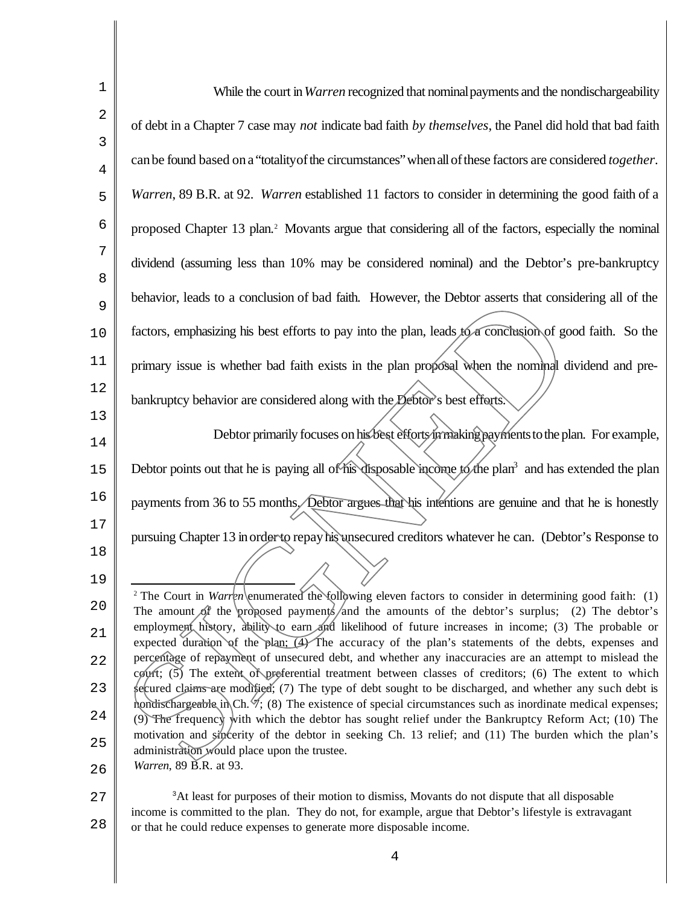While the court in *Warren* recognized that nominal payments and the nondischargeability of debt in a Chapter 7 case may *not* indicate bad faith *by themselves*, the Panel did hold that bad faith can be found based on a "totality of the circumstances" when all of these factors are considered *together*. *Warren*, 89 B.R. at 92. *Warren* established 11 factors to consider in determining the good faith of a proposed Chapter 13 plan.[2] Movants argue that considering all of the factors, especially the nominal dividend (assuming less than 10% may be considered nominal) and the Debtor's pre-bankruptcy behavior, leads to a conclusion of bad faith. However, the Debtor asserts that considering all of the factors, emphasizing his best efforts to pay into the plan, leads to a conclusion of good faith. So the primary issue is whether bad faith exists in the plan proposal when the nominal dividend and pre-bankruptcy behavior are considered along with the Debtor's best efforts.

Debtor primarily focuses on his best efforts in making payments to the plan. For example, Debtor points out that he is paying all of his disposable income to the plan[3] and has extended the plan payments from 36 to 55 months. Debtor argues that his intentions are genuine and that he is honestly pursuing Chapter 13 in order to repay his unsecured creditors whatever he can. (Debtor's Response to

---

[2] The Court in *Warren* enumerated the following eleven factors to consider in determining good faith: (1) The amount of the proposed payments and the amounts of the debtor's surplus; (2) The debtor's employment history, ability to earn and likelihood of future increases in income; (3) The probable or expected duration of the plan; (4) The accuracy of the plan's statements of the debts, expenses and percentage of repayment of unsecured debt, and whether any inaccuracies are an attempt to mislead the court; (5) The extent of preferential treatment between classes of creditors; (6) The extent to which secured claims are modified; (7) The type of debt sought to be discharged, and whether any such debt is nondischargeable in Ch. 7; (8) The existence of special circumstances such as inordinate medical expenses; (9) The frequency with which the debtor has sought relief under the Bankruptcy Reform Act; (10) The motivation and sincerity of the debtor in seeking Ch. 13 relief; and (11) The burden which the plan's administration would place upon the trustee.
*Warren*, 89 B.R. at 93.

[3] At least for purposes of their motion to dismiss, Movants do not dispute that all disposable income is committed to the plan. They do not, for example, argue that Debtor's lifestyle is extravagant or that he could reduce expenses to generate more disposable income.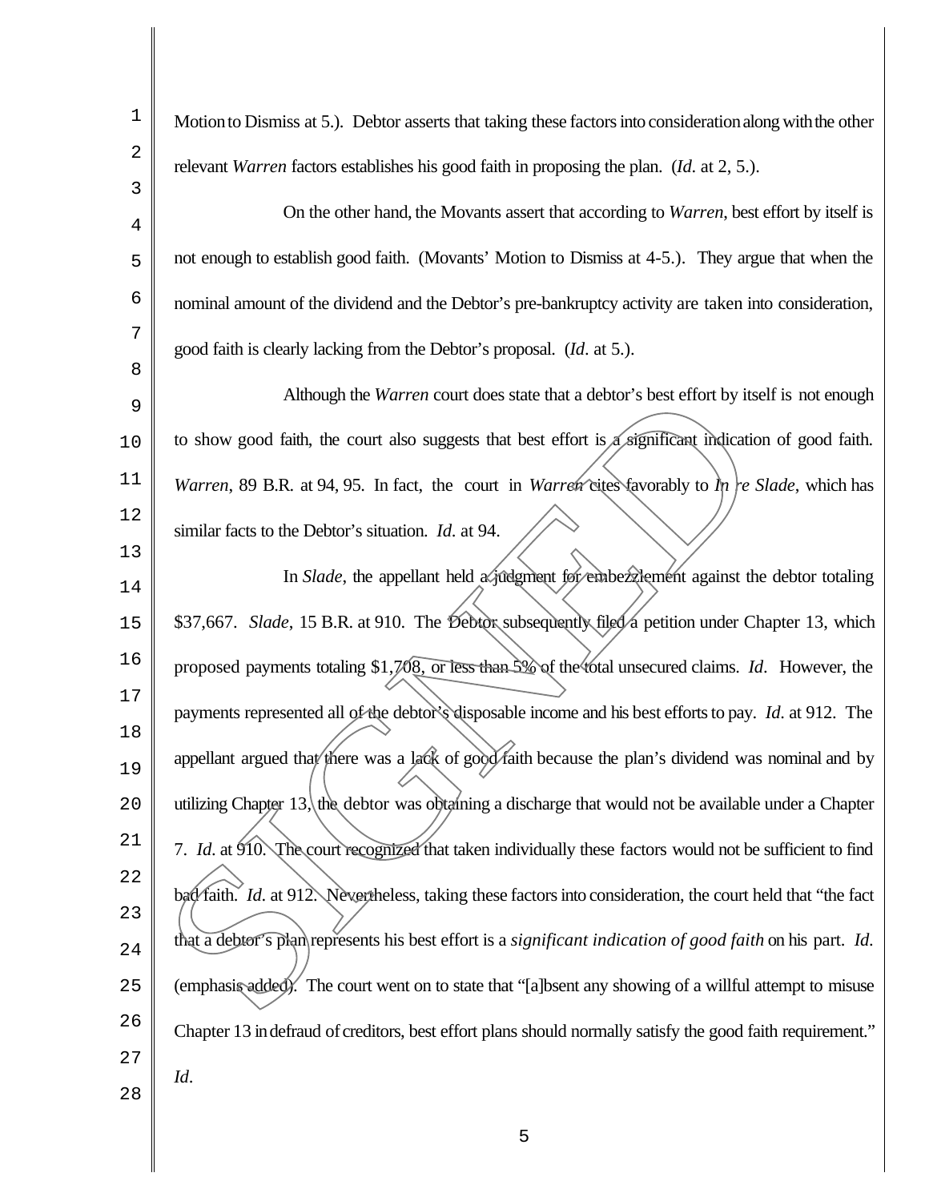Motion to Dismiss at 5.). Debtor asserts that taking these factors into consideration along with the other relevant *Warren* factors establishes his good faith in proposing the plan. (*Id*. at 2, 5.).

On the other hand, the Movants assert that according to *Warren*, best effort by itself is not enough to establish good faith. (Movants' Motion to Dismiss at 4-5.). They argue that when the nominal amount of the dividend and the Debtor's pre-bankruptcy activity are taken into consideration, good faith is clearly lacking from the Debtor's proposal. (*Id*. at 5.).

Although the *Warren* court does state that a debtor's best effort by itself is not enough to show good faith, the court also suggests that best effort is a significant indication of good faith. *Warren*, 89 B.R. at 94, 95. In fact, the court in *Warren* cites favorably to *In re Slade*, which has similar facts to the Debtor's situation. *Id*. at 94.

In *Slade*, the appellant held a judgment for embezzlement against the debtor totaling \$37,667. *Slade*, 15 B.R. at 910. The Debtor subsequently filed a petition under Chapter 13, which proposed payments totaling \$1,708, or less than 5% of the total unsecured claims. *Id*. However, the payments represented all of the debtor's disposable income and his best efforts to pay. *Id*. at 912. The appellant argued that there was a lack of good faith because the plan's dividend was nominal and by utilizing Chapter 13, the debtor was obtaining a discharge that would not be available under a Chapter 7. *Id*. at 910. The court recognized that taken individually these factors would not be sufficient to find bad faith. *Id*. at 912. Nevertheless, taking these factors into consideration, the court held that "the fact that a debtor's plan represents his best effort is a *significant indication of good faith* on his part. *Id*. (emphasis added). The court went on to state that "[a]bsent any showing of a willful attempt to misuse Chapter 13 in defraud of creditors, best effort plans should normally satisfy the good faith requirement." *Id*.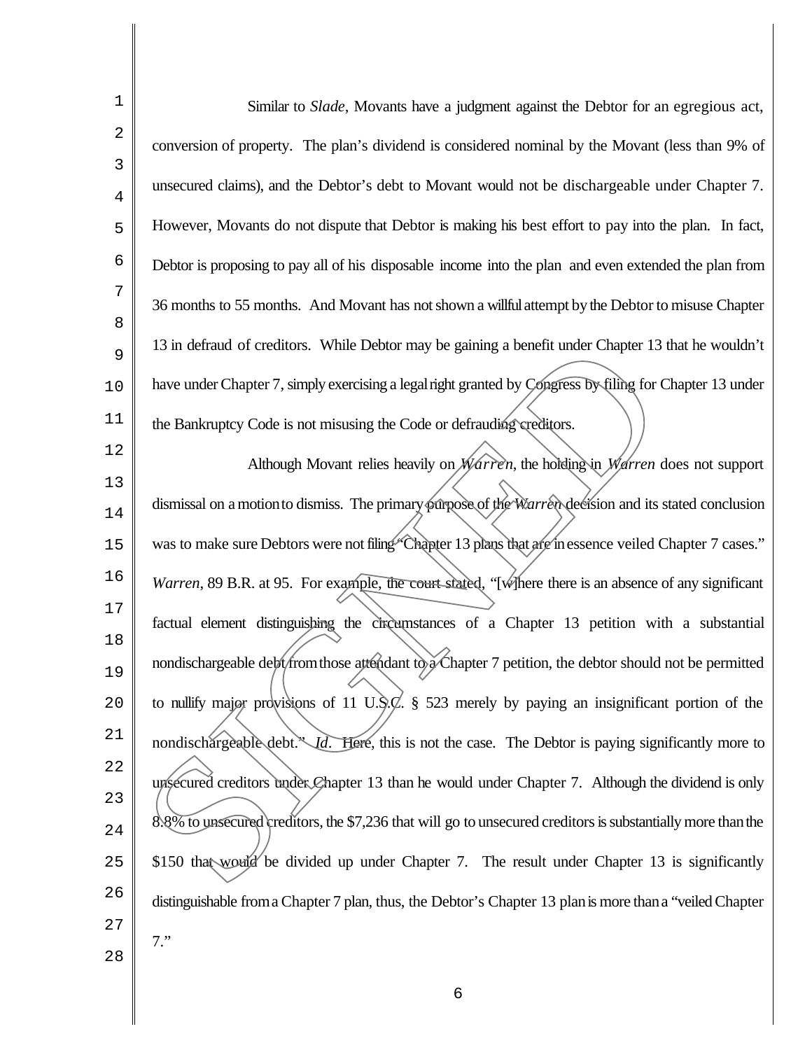Similar to *Slade*, Movants have a judgment against the Debtor for an egregious act, conversion of property. The plan's dividend is considered nominal by the Movant (less than 9% of unsecured claims), and the Debtor's debt to Movant would not be dischargeable under Chapter 7. However, Movants do not dispute that Debtor is making his best effort to pay into the plan. In fact, Debtor is proposing to pay all of his disposable income into the plan and even extended the plan from 36 months to 55 months. And Movant has not shown a willful attempt by the Debtor to misuse Chapter 13 in defraud of creditors. While Debtor may be gaining a benefit under Chapter 13 that he wouldn't have under Chapter 7, simply exercising a legal right granted by Congress by filing for Chapter 13 under the Bankruptcy Code is not misusing the Code or defrauding creditors.

Although Movant relies heavily on *Warren*, the holding in *Warren* does not support dismissal on a motion to dismiss. The primary purpose of the *Warren* decision and its stated conclusion was to make sure Debtors were not filing "Chapter 13 plans that are in essence veiled Chapter 7 cases." *Warren*, 89 B.R. at 95. For example, the court stated, "[w]here there is an absence of any significant factual element distinguishing the circumstances of a Chapter 13 petition with a substantial nondischargeable debt from those attendant to a Chapter 7 petition, the debtor should not be permitted to nullify major provisions of 11 U.S.C. § 523 merely by paying an insignificant portion of the nondischargeable debt." *Id*. Here, this is not the case. The Debtor is paying significantly more to unsecured creditors under Chapter 13 than he would under Chapter 7. Although the dividend is only 8.8% to unsecured creditors, the $7,236 that will go to unsecured creditors is substantially more than the $150 that would be divided up under Chapter 7. The result under Chapter 13 is significantly distinguishable from a Chapter 7 plan, thus, the Debtor's Chapter 13 plan is more than a "veiled Chapter 7."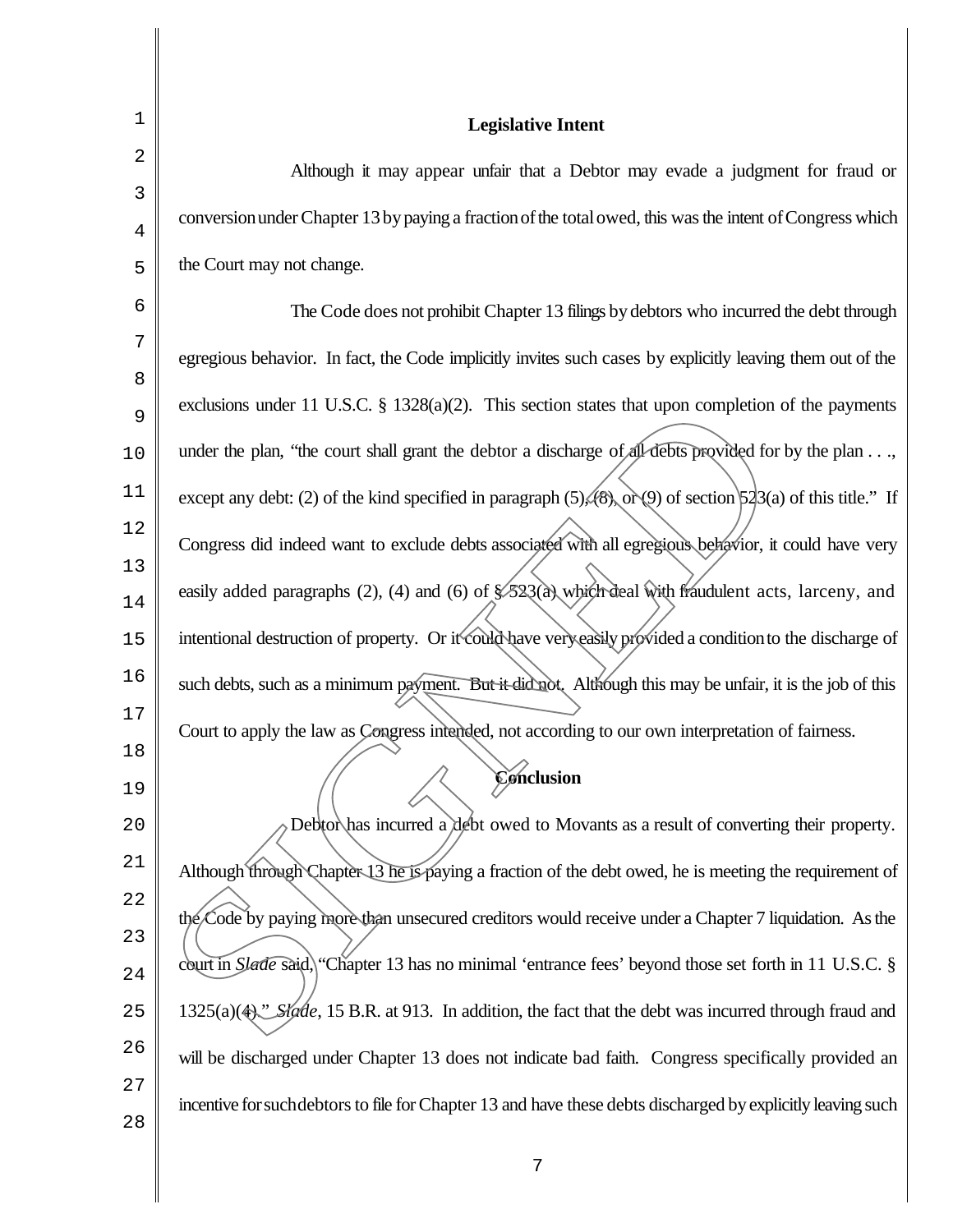## Legislative Intent

Although it may appear unfair that a Debtor may evade a judgment for fraud or conversion under Chapter 13 by paying a fraction of the total owed, this was the intent of Congress which the Court may not change.

The Code does not prohibit Chapter 13 filings by debtors who incurred the debt through egregious behavior. In fact, the Code implicitly invites such cases by explicitly leaving them out of the exclusions under 11 U.S.C. § 1328(a)(2). This section states that upon completion of the payments under the plan, "the court shall grant the debtor a discharge of all debts provided for by the plan . . ., except any debt: (2) of the kind specified in paragraph (5), (8), or (9) of section 523(a) of this title." If Congress did indeed want to exclude debts associated with all egregious behavior, it could have very easily added paragraphs (2), (4) and (6) of § 523(a) which deal with fraudulent acts, larceny, and intentional destruction of property. Or it could have very easily provided a condition to the discharge of such debts, such as a minimum payment. But it did not. Although this may be unfair, it is the job of this Court to apply the law as Congress intended, not according to our own interpretation of fairness.

## Conclusion

Debtor has incurred a debt owed to Movants as a result of converting their property. Although through Chapter 13 he is paying a fraction of the debt owed, he is meeting the requirement of the Code by paying more than unsecured creditors would receive under a Chapter 7 liquidation. As the court in *Slade* said, "Chapter 13 has no minimal 'entrance fees' beyond those set forth in 11 U.S.C. § 1325(a)(4)." *Slade*, 15 B.R. at 913. In addition, the fact that the debt was incurred through fraud and will be discharged under Chapter 13 does not indicate bad faith. Congress specifically provided an incentive for such debtors to file for Chapter 13 and have these debts discharged by explicitly leaving such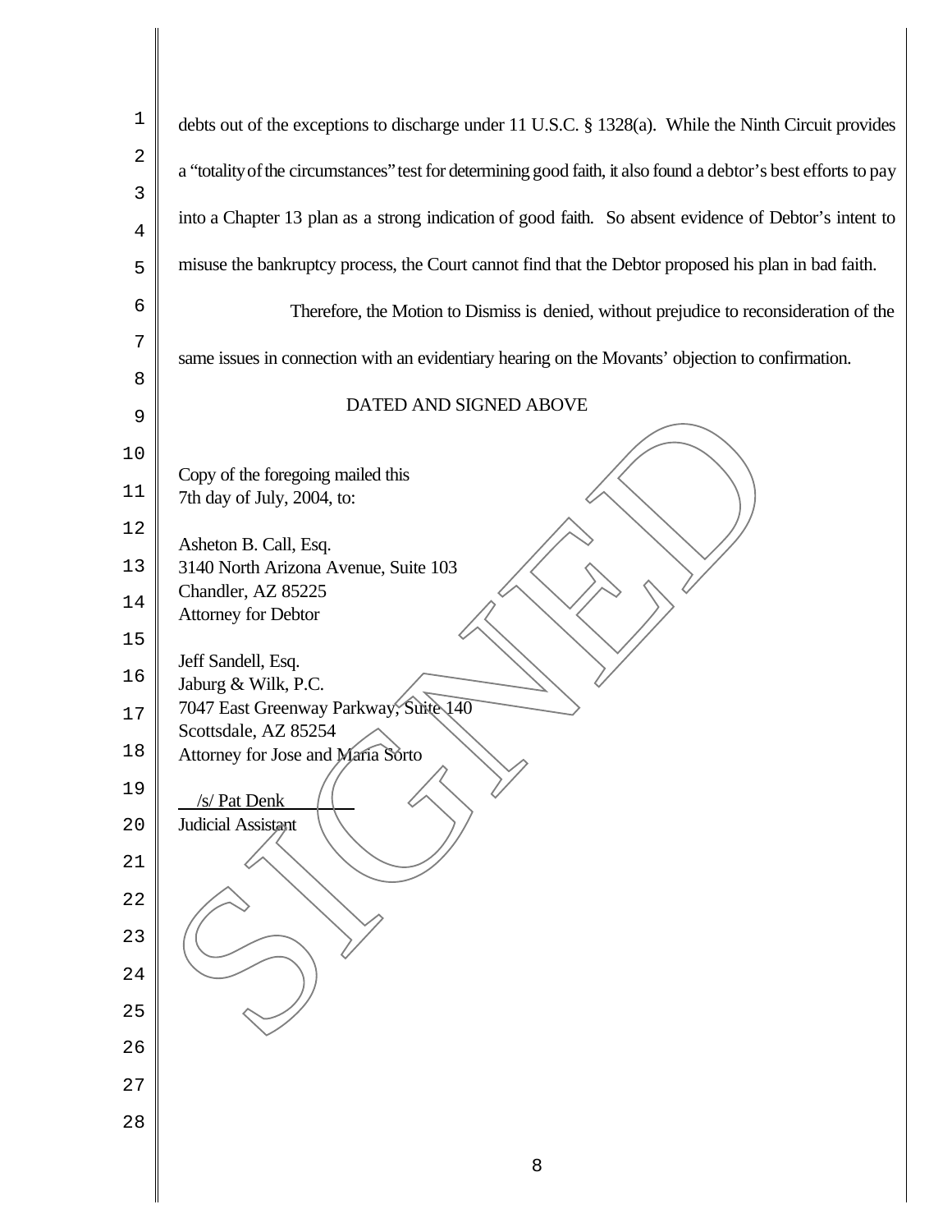debts out of the exceptions to discharge under 11 U.S.C. § 1328(a). While the Ninth Circuit provides a "totality of the circumstances" test for determining good faith, it also found a debtor's best efforts to pay into a Chapter 13 plan as a strong indication of good faith. So absent evidence of Debtor's intent to misuse the bankruptcy process, the Court cannot find that the Debtor proposed his plan in bad faith.

Therefore, the Motion to Dismiss is denied, without prejudice to reconsideration of the same issues in connection with an evidentiary hearing on the Movants' objection to confirmation.

DATED AND SIGNED ABOVE

Copy of the foregoing mailed this
7th day of July, 2004, to:

Asheton B. Call, Esq.
3140 North Arizona Avenue, Suite 103
Chandler, AZ 85225
Attorney for Debtor

Jeff Sandell, Esq.
Jaburg & Wilk, P.C.
7047 East Greenway Parkway, Suite 140
Scottsdale, AZ 85254
Attorney for Jose and Maria Sorto

/s/ Pat Denk
Judicial Assistant